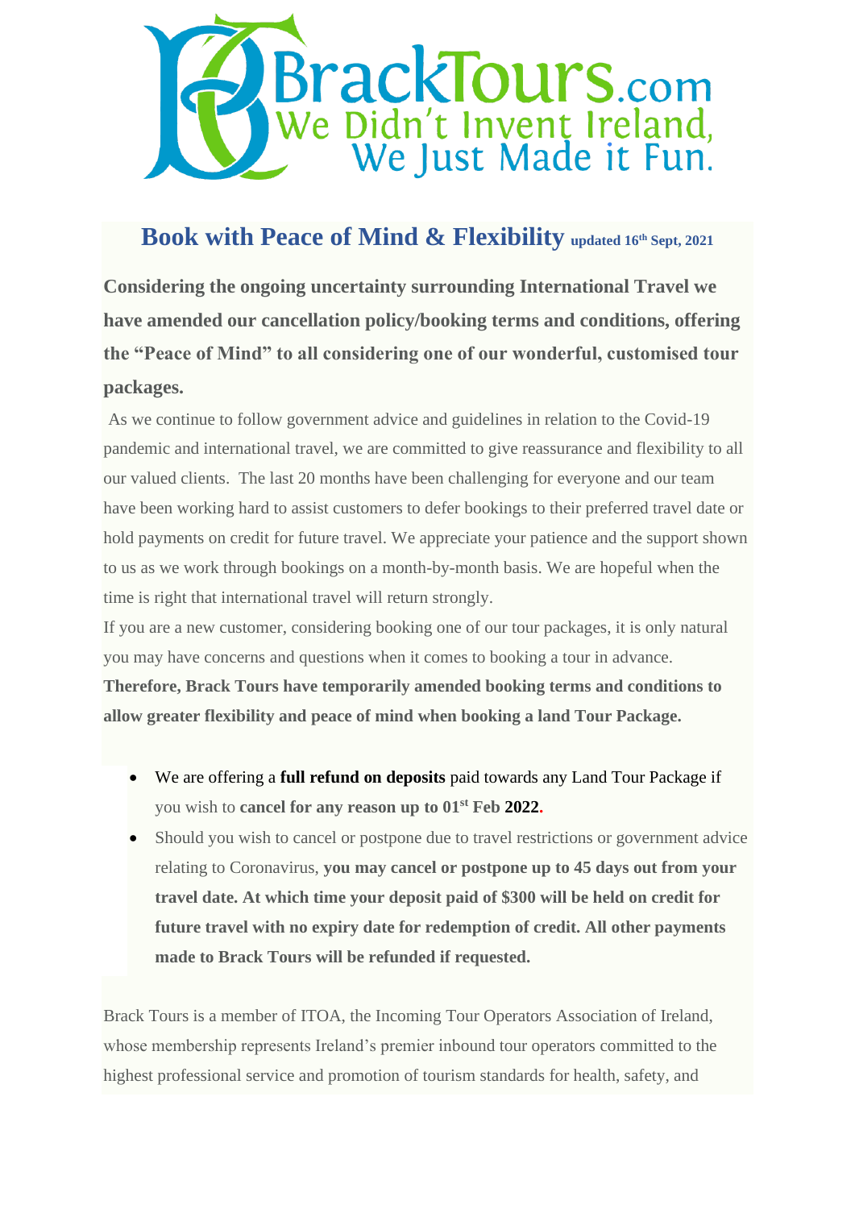BrackTours.com
We Didn't Invent Ireland, We Just Made it Fun.

## Book with Peace of Mind & Flexibility updated 16th Sept, 2021

**Considering the ongoing uncertainty surrounding International Travel we have amended our cancellation policy/booking terms and conditions, offering the "Peace of Mind" to all considering one of our wonderful, customised tour packages.**

As we continue to follow government advice and guidelines in relation to the Covid-19 pandemic and international travel, we are committed to give reassurance and flexibility to all our valued clients. The last 20 months have been challenging for everyone and our team have been working hard to assist customers to defer bookings to their preferred travel date or hold payments on credit for future travel. We appreciate your patience and the support shown to us as we work through bookings on a month-by-month basis. We are hopeful when the time is right that international travel will return strongly.

If you are a new customer, considering booking one of our tour packages, it is only natural you may have concerns and questions when it comes to booking a tour in advance. **Therefore, Brack Tours have temporarily amended booking terms and conditions to allow greater flexibility and peace of mind when booking a land Tour Package.**

- We are offering a **full refund on deposits** paid towards any Land Tour Package if you wish to **cancel for any reason up to 01st Feb 2022.**
- Should you wish to cancel or postpone due to travel restrictions or government advice relating to Coronavirus, **you may cancel or postpone up to 45 days out from your travel date. At which time your deposit paid of $300 will be held on credit for future travel with no expiry date for redemption of credit. All other payments made to Brack Tours will be refunded if requested.**

Brack Tours is a member of ITOA, the Incoming Tour Operators Association of Ireland, whose membership represents Ireland's premier inbound tour operators committed to the highest professional service and promotion of tourism standards for health, safety, and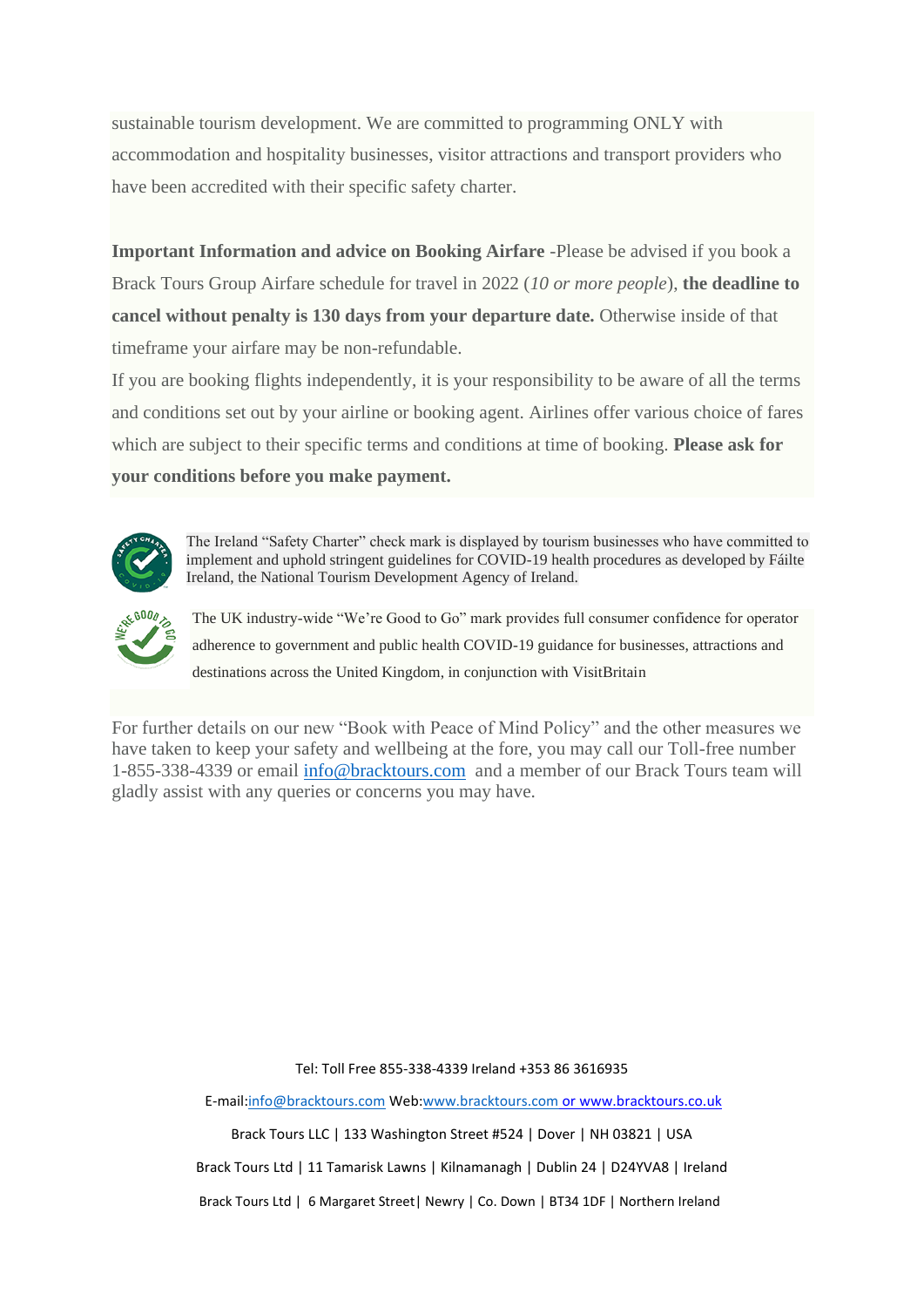sustainable tourism development. We are committed to programming ONLY with accommodation and hospitality businesses, visitor attractions and transport providers who have been accredited with their specific safety charter.

**Important Information and advice on Booking Airfare** -Please be advised if you book a Brack Tours Group Airfare schedule for travel in 2022 (*10 or more people*), **the deadline to cancel without penalty is 130 days from your departure date.** Otherwise inside of that timeframe your airfare may be non-refundable.

If you are booking flights independently, it is your responsibility to be aware of all the terms and conditions set out by your airline or booking agent. Airlines offer various choice of fares which are subject to their specific terms and conditions at time of booking. **Please ask for your conditions before you make payment.**

The Ireland "Safety Charter" check mark is displayed by tourism businesses who have committed to implement and uphold stringent guidelines for COVID-19 health procedures as developed by Fáilte Ireland, the National Tourism Development Agency of Ireland.

The UK industry-wide "We're Good to Go" mark provides full consumer confidence for operator adherence to government and public health COVID-19 guidance for businesses, attractions and destinations across the United Kingdom, in conjunction with VisitBritain

For further details on our new "Book with Peace of Mind Policy" and the other measures we have taken to keep your safety and wellbeing at the fore, you may call our Toll-free number 1-855-338-4339 or email info@bracktours.com and a member of our Brack Tours team will gladly assist with any queries or concerns you may have.

Tel: Toll Free 855-338-4339 Ireland +353 86 3616935

E-mail:info@bracktours.com Web:www.bracktours.com or www.bracktours.co.uk

Brack Tours LLC | 133 Washington Street #524 | Dover | NH 03821 | USA

Brack Tours Ltd | 11 Tamarisk Lawns | Kilnamanagh | Dublin 24 | D24YVA8 | Ireland

Brack Tours Ltd | 6 Margaret Street| Newry | Co. Down | BT34 1DF | Northern Ireland